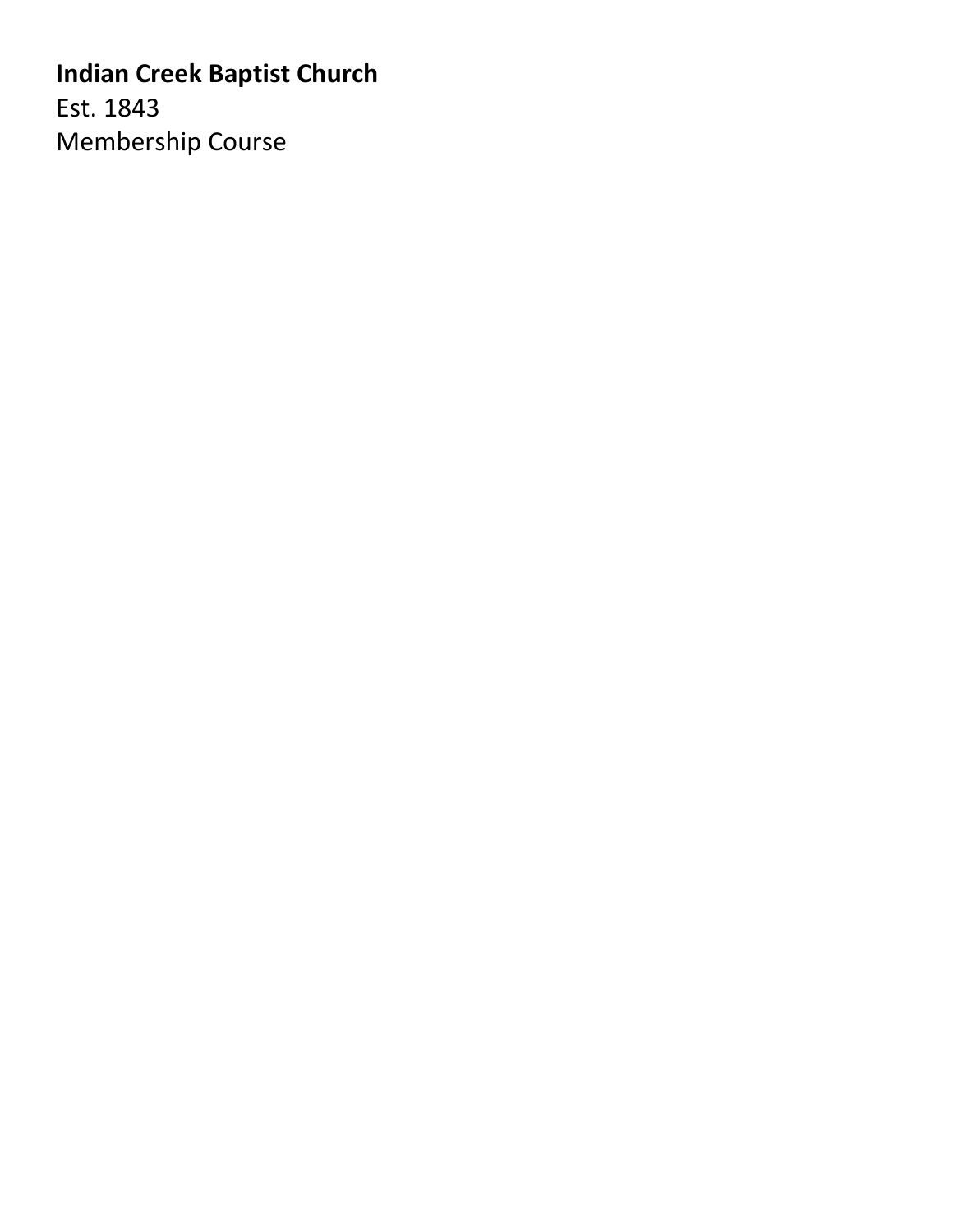**Indian Creek Baptist Church**

Est. 1843

Membership Course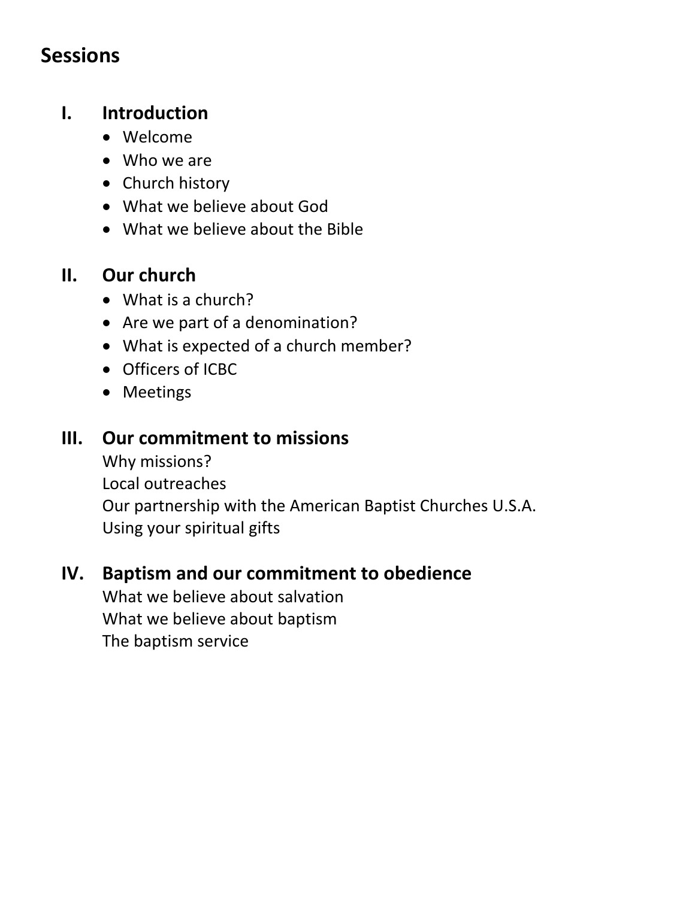## Sessions

### I. Introduction

- Welcome
- Who we are
- Church history
- What we believe about God
- What we believe about the Bible

### II. Our church

- What is a church?
- Are we part of a denomination?
- What is expected of a church member?
- Officers of ICBC
- Meetings

### III. Our commitment to missions

Why missions?
Local outreaches
Our partnership with the American Baptist Churches U.S.A.
Using your spiritual gifts

### IV. Baptism and our commitment to obedience

What we believe about salvation
What we believe about baptism
The baptism service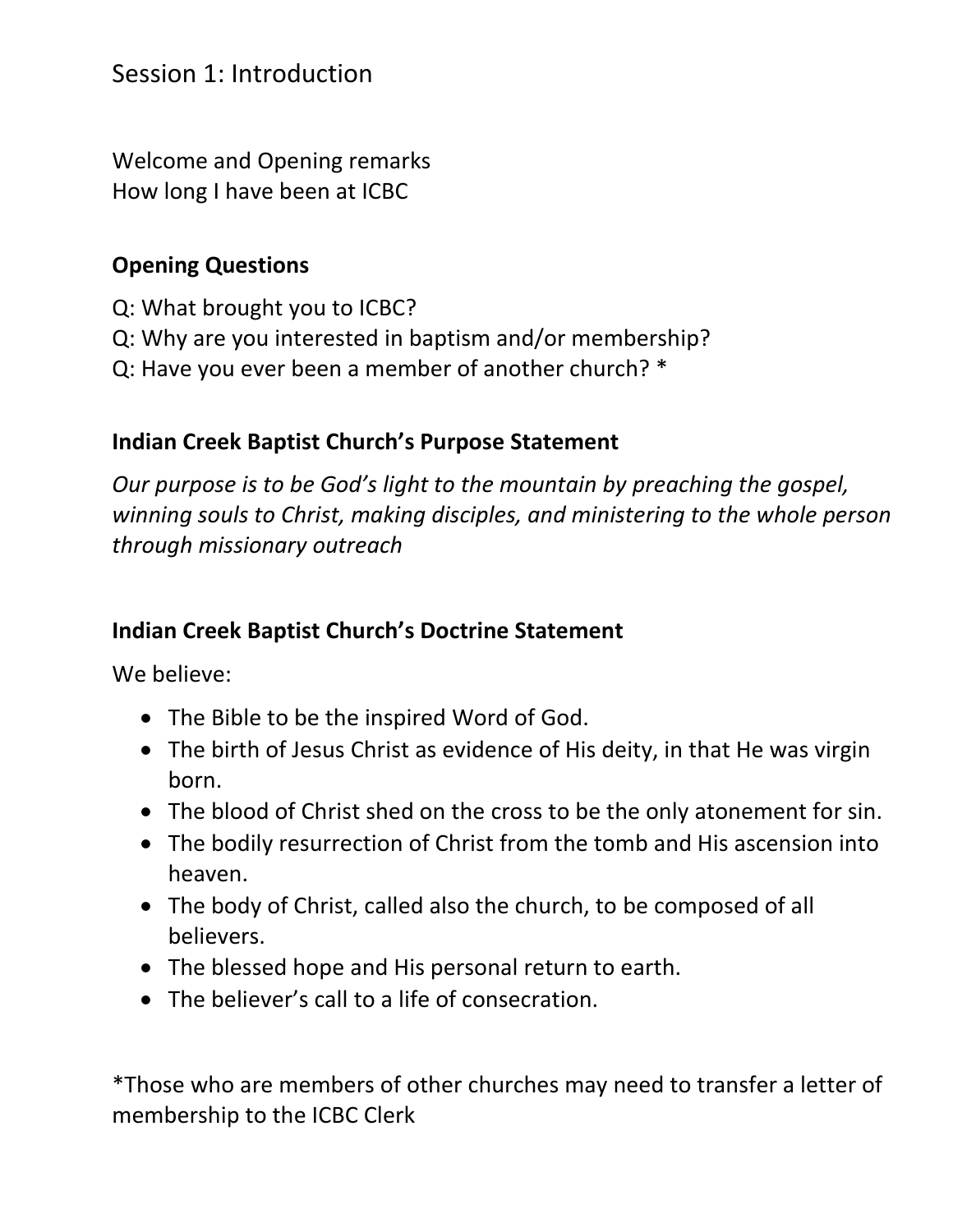# Session 1: Introduction

Welcome and Opening remarks
How long I have been at ICBC

### Opening Questions

Q: What brought you to ICBC?
Q: Why are you interested in baptism and/or membership?
Q: Have you ever been a member of another church? *

### Indian Creek Baptist Church's Purpose Statement

*Our purpose is to be God's light to the mountain by preaching the gospel, winning souls to Christ, making disciples, and ministering to the whole person through missionary outreach*

### Indian Creek Baptist Church's Doctrine Statement

We believe:

- The Bible to be the inspired Word of God.
- The birth of Jesus Christ as evidence of His deity, in that He was virgin born.
- The blood of Christ shed on the cross to be the only atonement for sin.
- The bodily resurrection of Christ from the tomb and His ascension into heaven.
- The body of Christ, called also the church, to be composed of all believers.
- The blessed hope and His personal return to earth.
- The believer's call to a life of consecration.

*Those who are members of other churches may need to transfer a letter of membership to the ICBC Clerk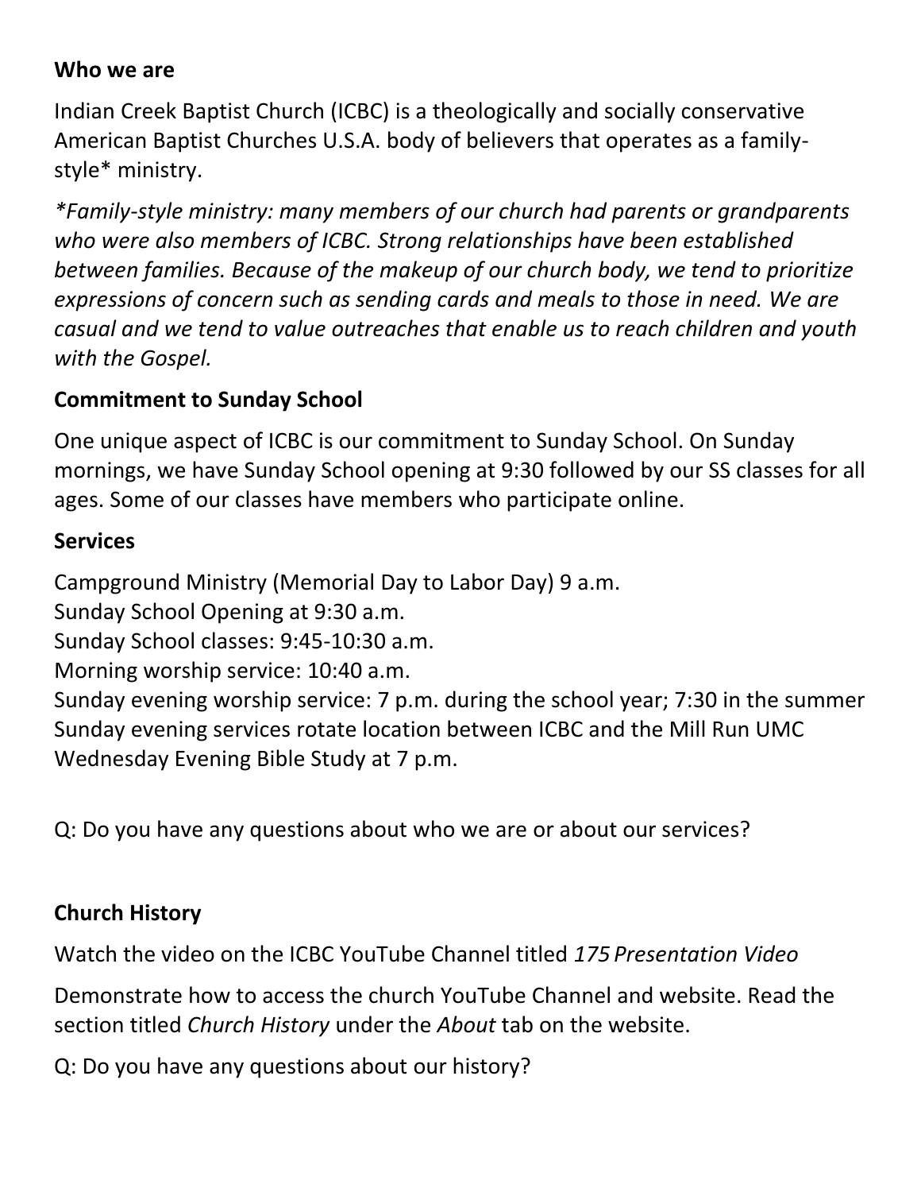**Who we are**

Indian Creek Baptist Church (ICBC) is a theologically and socially conservative American Baptist Churches U.S.A. body of believers that operates as a family-style* ministry.

**Family-style ministry: many members of our church had parents or grandparents who were also members of ICBC. Strong relationships have been established between families. Because of the makeup of our church body, we tend to prioritize expressions of concern such as sending cards and meals to those in need. We are casual and we tend to value outreaches that enable us to reach children and youth with the Gospel.*

**Commitment to Sunday School**

One unique aspect of ICBC is our commitment to Sunday School. On Sunday mornings, we have Sunday School opening at 9:30 followed by our SS classes for all ages. Some of our classes have members who participate online.

**Services**

Campground Ministry (Memorial Day to Labor Day) 9 a.m.
Sunday School Opening at 9:30 a.m.
Sunday School classes: 9:45-10:30 a.m.
Morning worship service: 10:40 a.m.
Sunday evening worship service: 7 p.m. during the school year; 7:30 in the summer
Sunday evening services rotate location between ICBC and the Mill Run UMC
Wednesday Evening Bible Study at 7 p.m.

Q: Do you have any questions about who we are or about our services?

**Church History**

Watch the video on the ICBC YouTube Channel titled *175 Presentation Video*

Demonstrate how to access the church YouTube Channel and website. Read the section titled *Church History* under the *About* tab on the website.

Q: Do you have any questions about our history?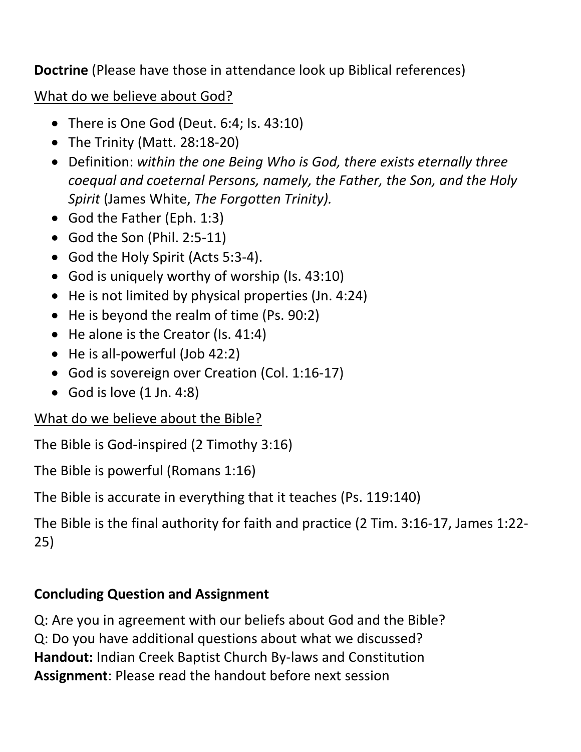**Doctrine** (Please have those in attendance look up Biblical references)

<u>What do we believe about God?</u>

- There is One God (Deut. 6:4; Is. 43:10)
- The Trinity (Matt. 28:18-20)
- Definition: *within the one Being Who is God, there exists eternally three coequal and coeternal Persons, namely, the Father, the Son, and the Holy Spirit* (James White, *The Forgotten Trinity).*
- God the Father (Eph. 1:3)
- God the Son (Phil. 2:5-11)
- God the Holy Spirit (Acts 5:3-4).
- God is uniquely worthy of worship (Is. 43:10)
- He is not limited by physical properties (Jn. 4:24)
- He is beyond the realm of time (Ps. 90:2)
- He alone is the Creator (Is. 41:4)
- He is all-powerful (Job 42:2)
- God is sovereign over Creation (Col. 1:16-17)
- God is love (1 Jn. 4:8)

<u>What do we believe about the Bible?</u>

The Bible is God-inspired (2 Timothy 3:16)

The Bible is powerful (Romans 1:16)

The Bible is accurate in everything that it teaches (Ps. 119:140)

The Bible is the final authority for faith and practice (2 Tim. 3:16-17, James 1:22-25)

**Concluding Question and Assignment**

Q: Are you in agreement with our beliefs about God and the Bible?
Q: Do you have additional questions about what we discussed?
**Handout:** Indian Creek Baptist Church By-laws and Constitution
**Assignment**: Please read the handout before next session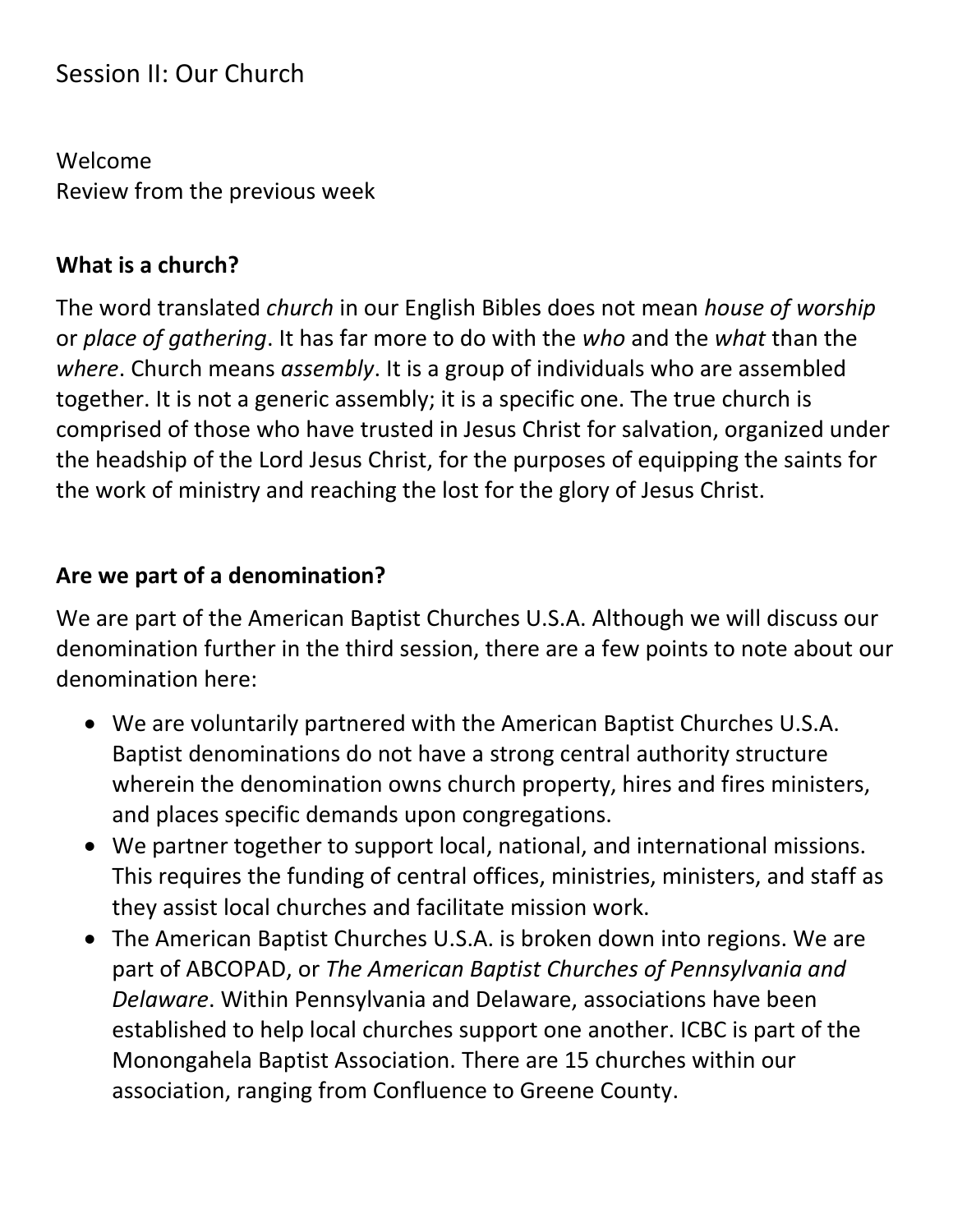# Session II: Our Church

Welcome
Review from the previous week

### What is a church?

The word translated *church* in our English Bibles does not mean *house of worship* or *place of gathering*. It has far more to do with the *who* and the *what* than the *where*. Church means *assembly*. It is a group of individuals who are assembled together. It is not a generic assembly; it is a specific one. The true church is comprised of those who have trusted in Jesus Christ for salvation, organized under the headship of the Lord Jesus Christ, for the purposes of equipping the saints for the work of ministry and reaching the lost for the glory of Jesus Christ.

### Are we part of a denomination?

We are part of the American Baptist Churches U.S.A. Although we will discuss our denomination further in the third session, there are a few points to note about our denomination here:

- We are voluntarily partnered with the American Baptist Churches U.S.A. Baptist denominations do not have a strong central authority structure wherein the denomination owns church property, hires and fires ministers, and places specific demands upon congregations.
- We partner together to support local, national, and international missions. This requires the funding of central offices, ministries, ministers, and staff as they assist local churches and facilitate mission work.
- The American Baptist Churches U.S.A. is broken down into regions. We are part of ABCOPAD, or *The American Baptist Churches of Pennsylvania and Delaware*. Within Pennsylvania and Delaware, associations have been established to help local churches support one another. ICBC is part of the Monongahela Baptist Association. There are 15 churches within our association, ranging from Confluence to Greene County.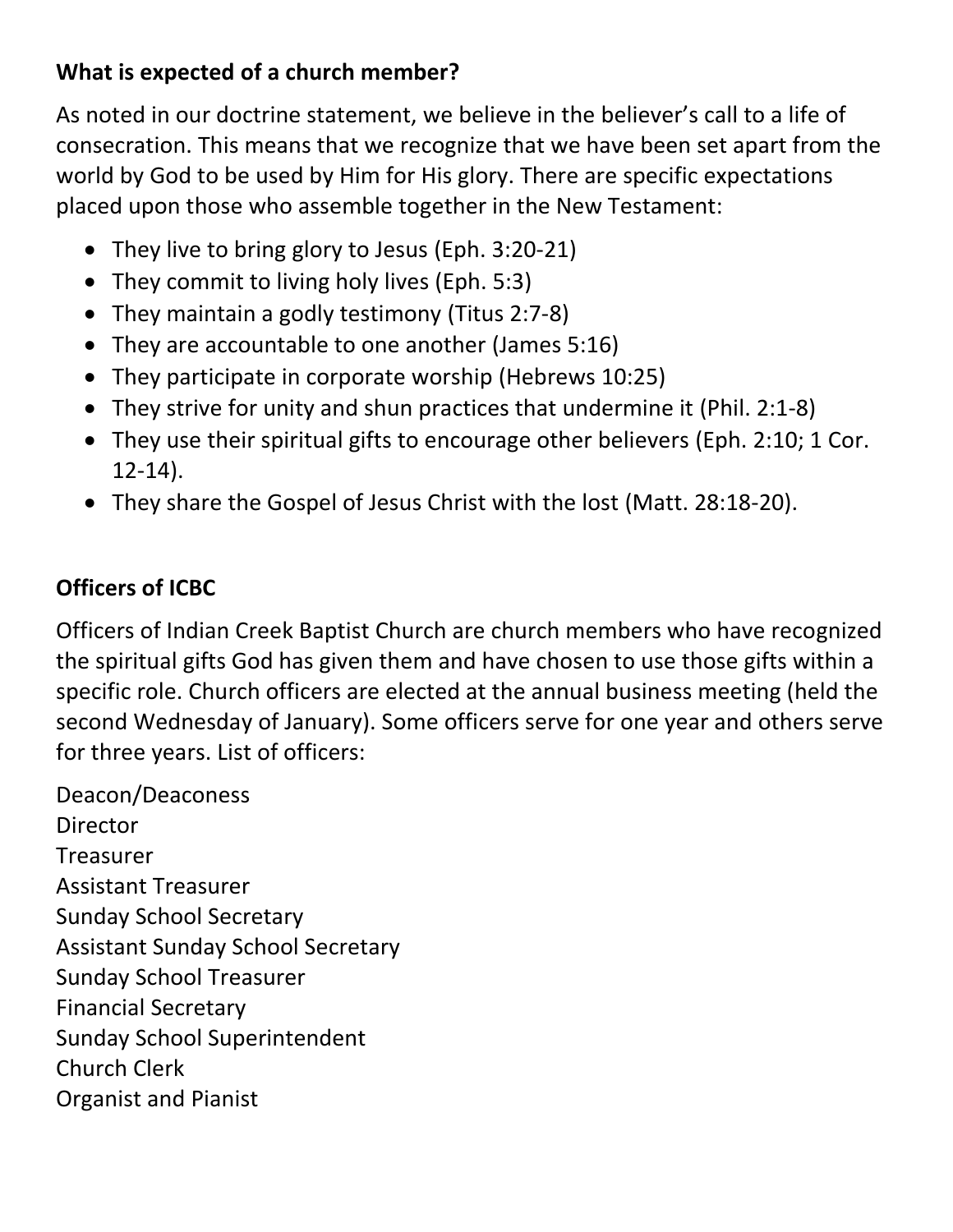**What is expected of a church member?**

As noted in our doctrine statement, we believe in the believer's call to a life of consecration. This means that we recognize that we have been set apart from the world by God to be used by Him for His glory. There are specific expectations placed upon those who assemble together in the New Testament:

- They live to bring glory to Jesus (Eph. 3:20-21)
- They commit to living holy lives (Eph. 5:3)
- They maintain a godly testimony (Titus 2:7-8)
- They are accountable to one another (James 5:16)
- They participate in corporate worship (Hebrews 10:25)
- They strive for unity and shun practices that undermine it (Phil. 2:1-8)
- They use their spiritual gifts to encourage other believers (Eph. 2:10; 1 Cor. 12-14).
- They share the Gospel of Jesus Christ with the lost (Matt. 28:18-20).

**Officers of ICBC**

Officers of Indian Creek Baptist Church are church members who have recognized the spiritual gifts God has given them and have chosen to use those gifts within a specific role. Church officers are elected at the annual business meeting (held the second Wednesday of January). Some officers serve for one year and others serve for three years. List of officers:

Deacon/Deaconess
Director
Treasurer
Assistant Treasurer
Sunday School Secretary
Assistant Sunday School Secretary
Sunday School Treasurer
Financial Secretary
Sunday School Superintendent
Church Clerk
Organist and Pianist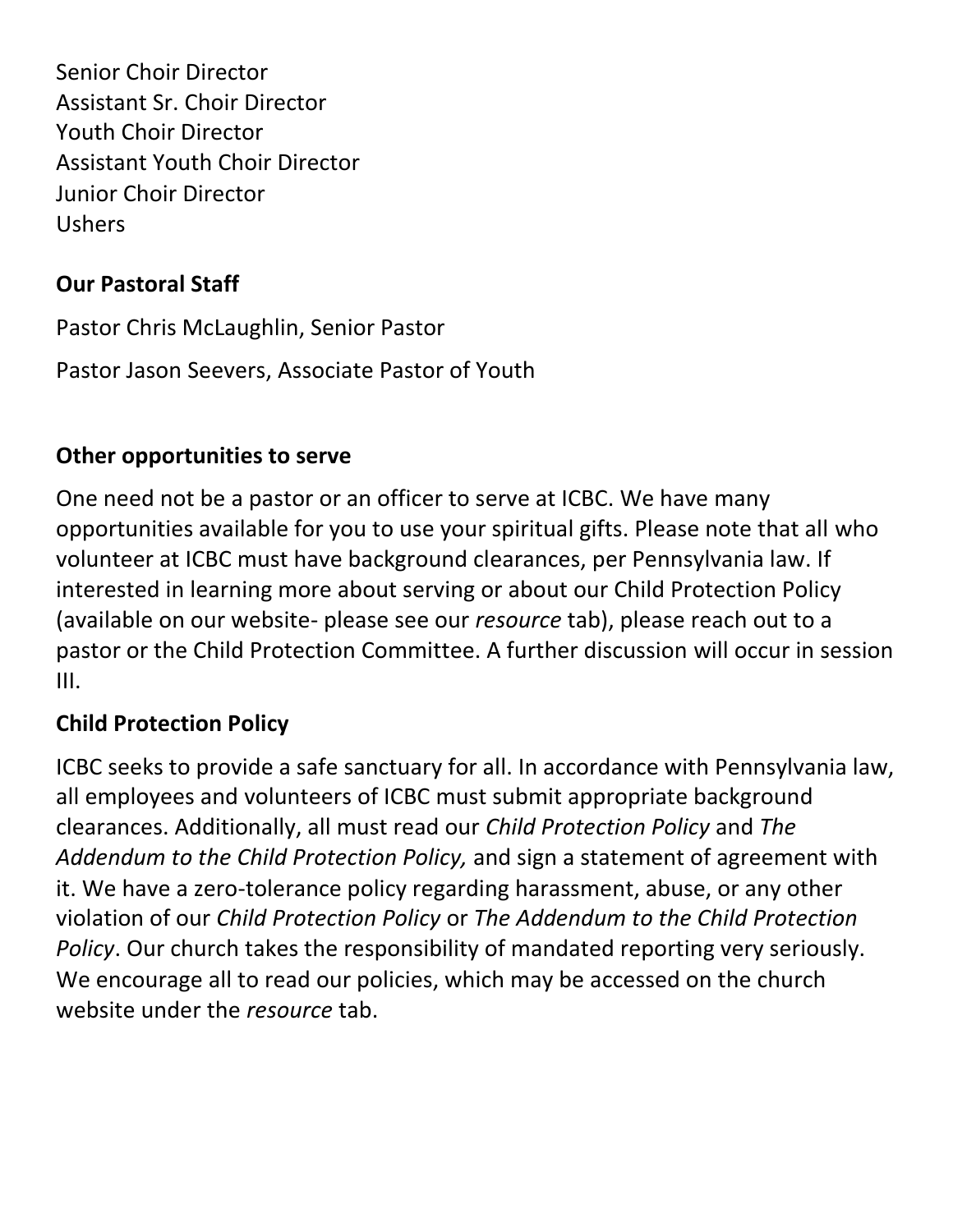Senior Choir Director
Assistant Sr. Choir Director
Youth Choir Director
Assistant Youth Choir Director
Junior Choir Director
Ushers

### Our Pastoral Staff

Pastor Chris McLaughlin, Senior Pastor

Pastor Jason Seevers, Associate Pastor of Youth

### Other opportunities to serve

One need not be a pastor or an officer to serve at ICBC. We have many opportunities available for you to use your spiritual gifts. Please note that all who volunteer at ICBC must have background clearances, per Pennsylvania law. If interested in learning more about serving or about our Child Protection Policy (available on our website- please see our *resource* tab), please reach out to a pastor or the Child Protection Committee. A further discussion will occur in session III.

### Child Protection Policy

ICBC seeks to provide a safe sanctuary for all. In accordance with Pennsylvania law, all employees and volunteers of ICBC must submit appropriate background clearances. Additionally, all must read our *Child Protection Policy* and *The Addendum to the Child Protection Policy,* and sign a statement of agreement with it. We have a zero-tolerance policy regarding harassment, abuse, or any other violation of our *Child Protection Policy* or *The Addendum to the Child Protection Policy*. Our church takes the responsibility of mandated reporting very seriously. We encourage all to read our policies, which may be accessed on the church website under the *resource* tab.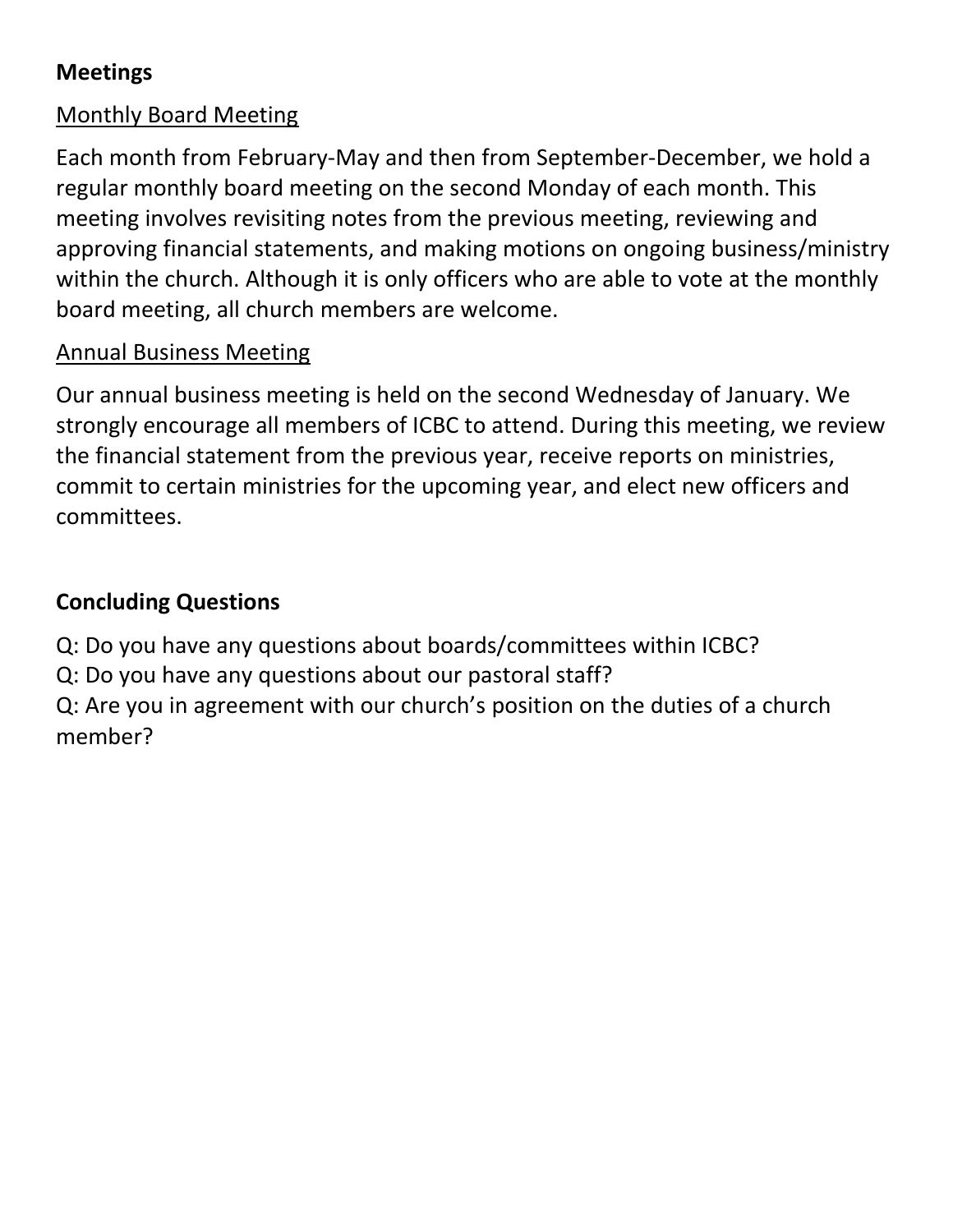## Meetings

### Monthly Board Meeting

Each month from February-May and then from September-December, we hold a regular monthly board meeting on the second Monday of each month. This meeting involves revisiting notes from the previous meeting, reviewing and approving financial statements, and making motions on ongoing business/ministry within the church. Although it is only officers who are able to vote at the monthly board meeting, all church members are welcome.

### Annual Business Meeting

Our annual business meeting is held on the second Wednesday of January. We strongly encourage all members of ICBC to attend. During this meeting, we review the financial statement from the previous year, receive reports on ministries, commit to certain ministries for the upcoming year, and elect new officers and committees.

## Concluding Questions

Q: Do you have any questions about boards/committees within ICBC?

Q: Do you have any questions about our pastoral staff?

Q: Are you in agreement with our church's position on the duties of a church member?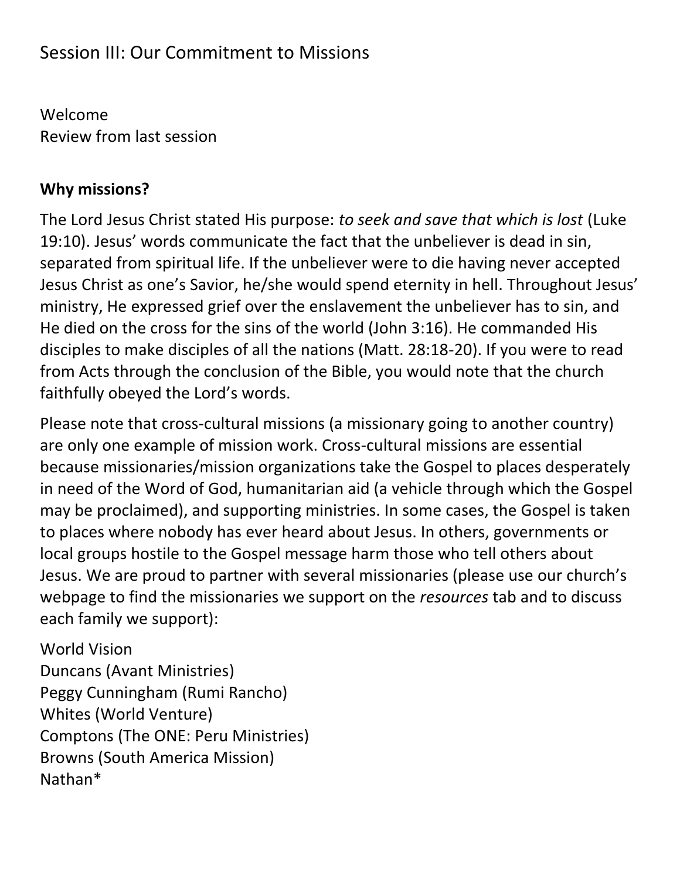# Session III: Our Commitment to Missions

Welcome
Review from last session

**Why missions?**

The Lord Jesus Christ stated His purpose: *to seek and save that which is lost* (Luke 19:10). Jesus' words communicate the fact that the unbeliever is dead in sin, separated from spiritual life. If the unbeliever were to die having never accepted Jesus Christ as one's Savior, he/she would spend eternity in hell. Throughout Jesus' ministry, He expressed grief over the enslavement the unbeliever has to sin, and He died on the cross for the sins of the world (John 3:16). He commanded His disciples to make disciples of all the nations (Matt. 28:18-20). If you were to read from Acts through the conclusion of the Bible, you would note that the church faithfully obeyed the Lord's words.

Please note that cross-cultural missions (a missionary going to another country) are only one example of mission work. Cross-cultural missions are essential because missionaries/mission organizations take the Gospel to places desperately in need of the Word of God, humanitarian aid (a vehicle through which the Gospel may be proclaimed), and supporting ministries. In some cases, the Gospel is taken to places where nobody has ever heard about Jesus. In others, governments or local groups hostile to the Gospel message harm those who tell others about Jesus. We are proud to partner with several missionaries (please use our church's webpage to find the missionaries we support on the *resources* tab and to discuss each family we support):

World Vision
Duncans (Avant Ministries)
Peggy Cunningham (Rumi Rancho)
Whites (World Venture)
Comptons (The ONE: Peru Ministries)
Browns (South America Mission)
Nathan*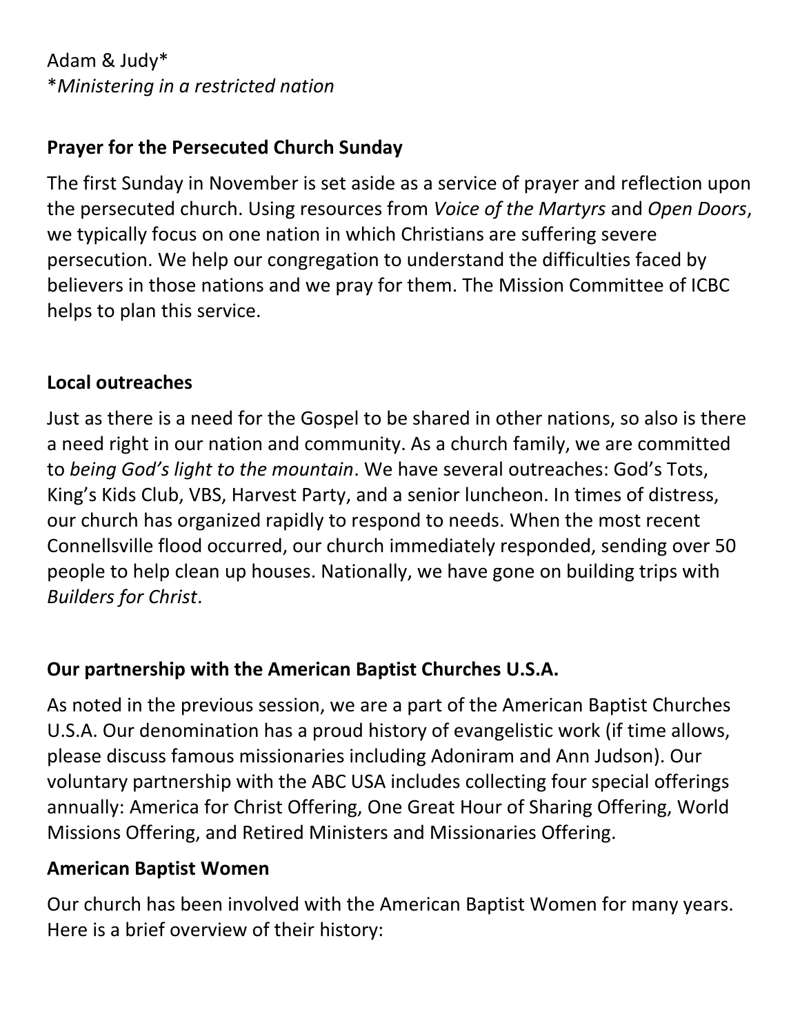Adam & Judy*
**Ministering in a restricted nation*

**Prayer for the Persecuted Church Sunday**

The first Sunday in November is set aside as a service of prayer and reflection upon the persecuted church. Using resources from *Voice of the Martyrs* and *Open Doors*, we typically focus on one nation in which Christians are suffering severe persecution. We help our congregation to understand the difficulties faced by believers in those nations and we pray for them. The Mission Committee of ICBC helps to plan this service.

**Local outreaches**

Just as there is a need for the Gospel to be shared in other nations, so also is there a need right in our nation and community. As a church family, we are committed to *being God's light to the mountain*. We have several outreaches: God's Tots, King's Kids Club, VBS, Harvest Party, and a senior luncheon. In times of distress, our church has organized rapidly to respond to needs. When the most recent Connellsville flood occurred, our church immediately responded, sending over 50 people to help clean up houses. Nationally, we have gone on building trips with *Builders for Christ*.

**Our partnership with the American Baptist Churches U.S.A.**

As noted in the previous session, we are a part of the American Baptist Churches U.S.A. Our denomination has a proud history of evangelistic work (if time allows, please discuss famous missionaries including Adoniram and Ann Judson). Our voluntary partnership with the ABC USA includes collecting four special offerings annually: America for Christ Offering, One Great Hour of Sharing Offering, World Missions Offering, and Retired Ministers and Missionaries Offering.

**American Baptist Women**

Our church has been involved with the American Baptist Women for many years. Here is a brief overview of their history: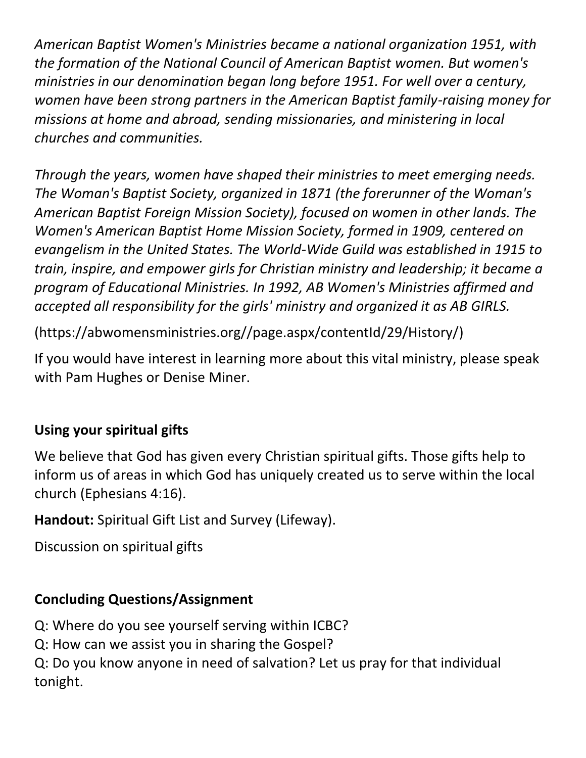*American Baptist Women's Ministries became a national organization 1951, with the formation of the National Council of American Baptist women. But women's ministries in our denomination began long before 1951. For well over a century, women have been strong partners in the American Baptist family-raising money for missions at home and abroad, sending missionaries, and ministering in local churches and communities.*

*Through the years, women have shaped their ministries to meet emerging needs. The Woman's Baptist Society, organized in 1871 (the forerunner of the Woman's American Baptist Foreign Mission Society), focused on women in other lands. The Women's American Baptist Home Mission Society, formed in 1909, centered on evangelism in the United States. The World-Wide Guild was established in 1915 to train, inspire, and empower girls for Christian ministry and leadership; it became a program of Educational Ministries. In 1992, AB Women's Ministries affirmed and accepted all responsibility for the girls' ministry and organized it as AB GIRLS.*

(https://abwomensministries.org//page.aspx/contentId/29/History/)

If you would have interest in learning more about this vital ministry, please speak with Pam Hughes or Denise Miner.

**Using your spiritual gifts**

We believe that God has given every Christian spiritual gifts. Those gifts help to inform us of areas in which God has uniquely created us to serve within the local church (Ephesians 4:16).

**Handout:** Spiritual Gift List and Survey (Lifeway).

Discussion on spiritual gifts

**Concluding Questions/Assignment**

Q: Where do you see yourself serving within ICBC?
Q: How can we assist you in sharing the Gospel?
Q: Do you know anyone in need of salvation? Let us pray for that individual tonight.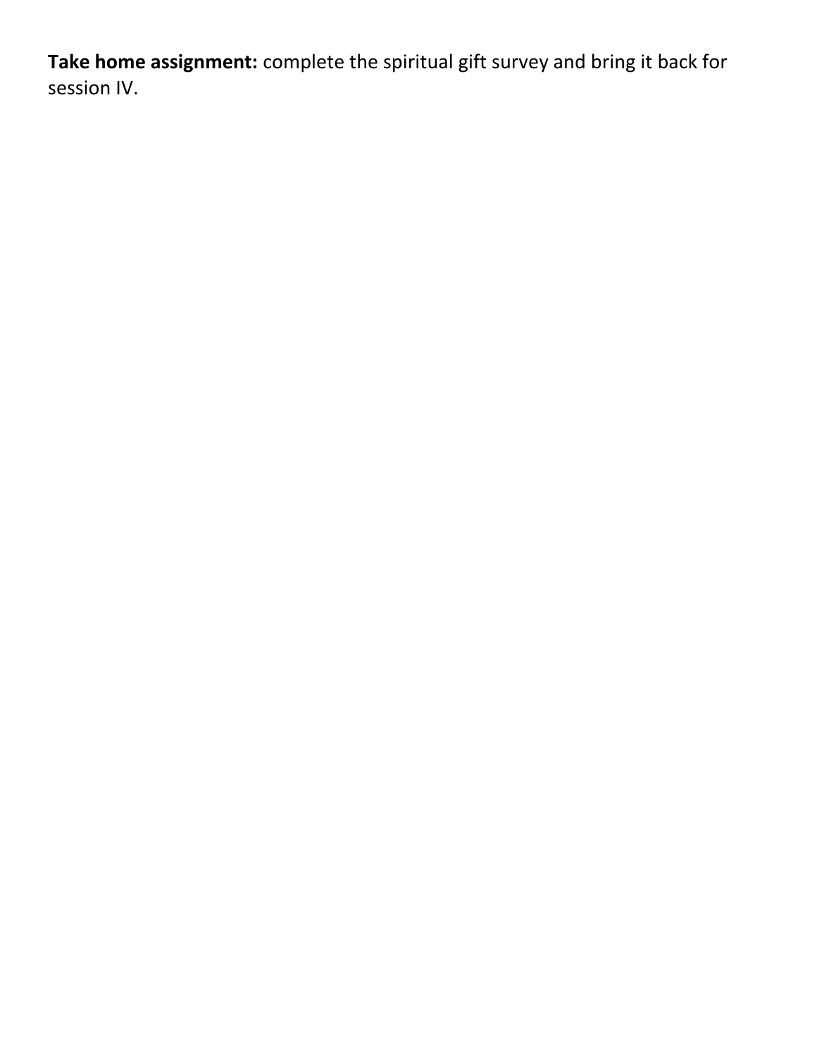**Take home assignment:** complete the spiritual gift survey and bring it back for session IV.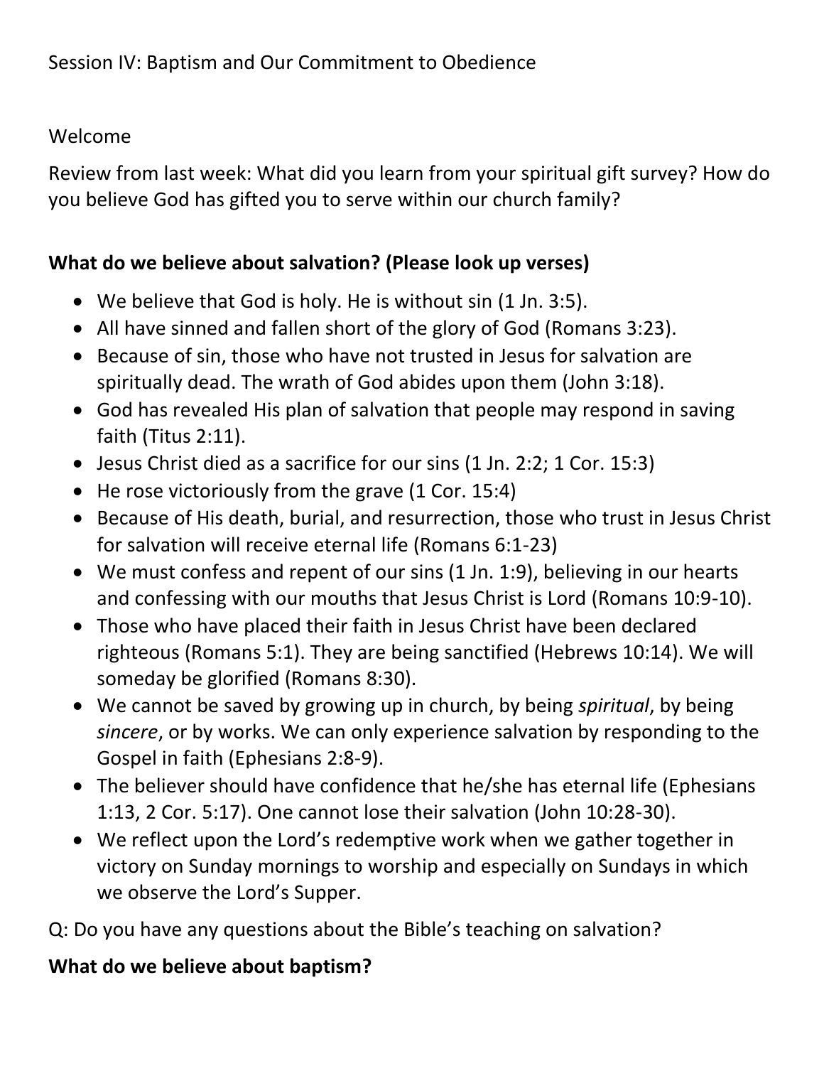Session IV: Baptism and Our Commitment to Obedience

Welcome

Review from last week: What did you learn from your spiritual gift survey? How do you believe God has gifted you to serve within our church family?

**What do we believe about salvation? (Please look up verses)**

- We believe that God is holy. He is without sin (1 Jn. 3:5).
- All have sinned and fallen short of the glory of God (Romans 3:23).
- Because of sin, those who have not trusted in Jesus for salvation are spiritually dead. The wrath of God abides upon them (John 3:18).
- God has revealed His plan of salvation that people may respond in saving faith (Titus 2:11).
- Jesus Christ died as a sacrifice for our sins (1 Jn. 2:2; 1 Cor. 15:3)
- He rose victoriously from the grave (1 Cor. 15:4)
- Because of His death, burial, and resurrection, those who trust in Jesus Christ for salvation will receive eternal life (Romans 6:1-23)
- We must confess and repent of our sins (1 Jn. 1:9), believing in our hearts and confessing with our mouths that Jesus Christ is Lord (Romans 10:9-10).
- Those who have placed their faith in Jesus Christ have been declared righteous (Romans 5:1). They are being sanctified (Hebrews 10:14). We will someday be glorified (Romans 8:30).
- We cannot be saved by growing up in church, by being *spiritual*, by being *sincere*, or by works. We can only experience salvation by responding to the Gospel in faith (Ephesians 2:8-9).
- The believer should have confidence that he/she has eternal life (Ephesians 1:13, 2 Cor. 5:17). One cannot lose their salvation (John 10:28-30).
- We reflect upon the Lord's redemptive work when we gather together in victory on Sunday mornings to worship and especially on Sundays in which we observe the Lord's Supper.

Q: Do you have any questions about the Bible's teaching on salvation?

**What do we believe about baptism?**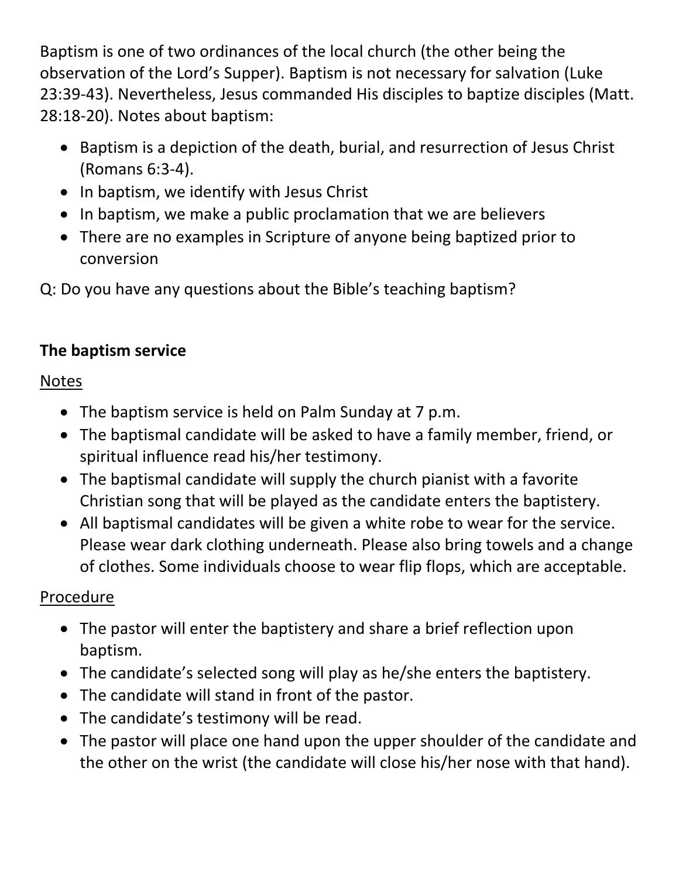Baptism is one of two ordinances of the local church (the other being the observation of the Lord's Supper). Baptism is not necessary for salvation (Luke 23:39-43). Nevertheless, Jesus commanded His disciples to baptize disciples (Matt. 28:18-20). Notes about baptism:

- Baptism is a depiction of the death, burial, and resurrection of Jesus Christ (Romans 6:3-4).
- In baptism, we identify with Jesus Christ
- In baptism, we make a public proclamation that we are believers
- There are no examples in Scripture of anyone being baptized prior to conversion

Q: Do you have any questions about the Bible's teaching baptism?

**The baptism service**

<u>Notes</u>

- The baptism service is held on Palm Sunday at 7 p.m.
- The baptismal candidate will be asked to have a family member, friend, or spiritual influence read his/her testimony.
- The baptismal candidate will supply the church pianist with a favorite Christian song that will be played as the candidate enters the baptistery.
- All baptismal candidates will be given a white robe to wear for the service. Please wear dark clothing underneath. Please also bring towels and a change of clothes. Some individuals choose to wear flip flops, which are acceptable.

<u>Procedure</u>

- The pastor will enter the baptistery and share a brief reflection upon baptism.
- The candidate's selected song will play as he/she enters the baptistery.
- The candidate will stand in front of the pastor.
- The candidate's testimony will be read.
- The pastor will place one hand upon the upper shoulder of the candidate and the other on the wrist (the candidate will close his/her nose with that hand).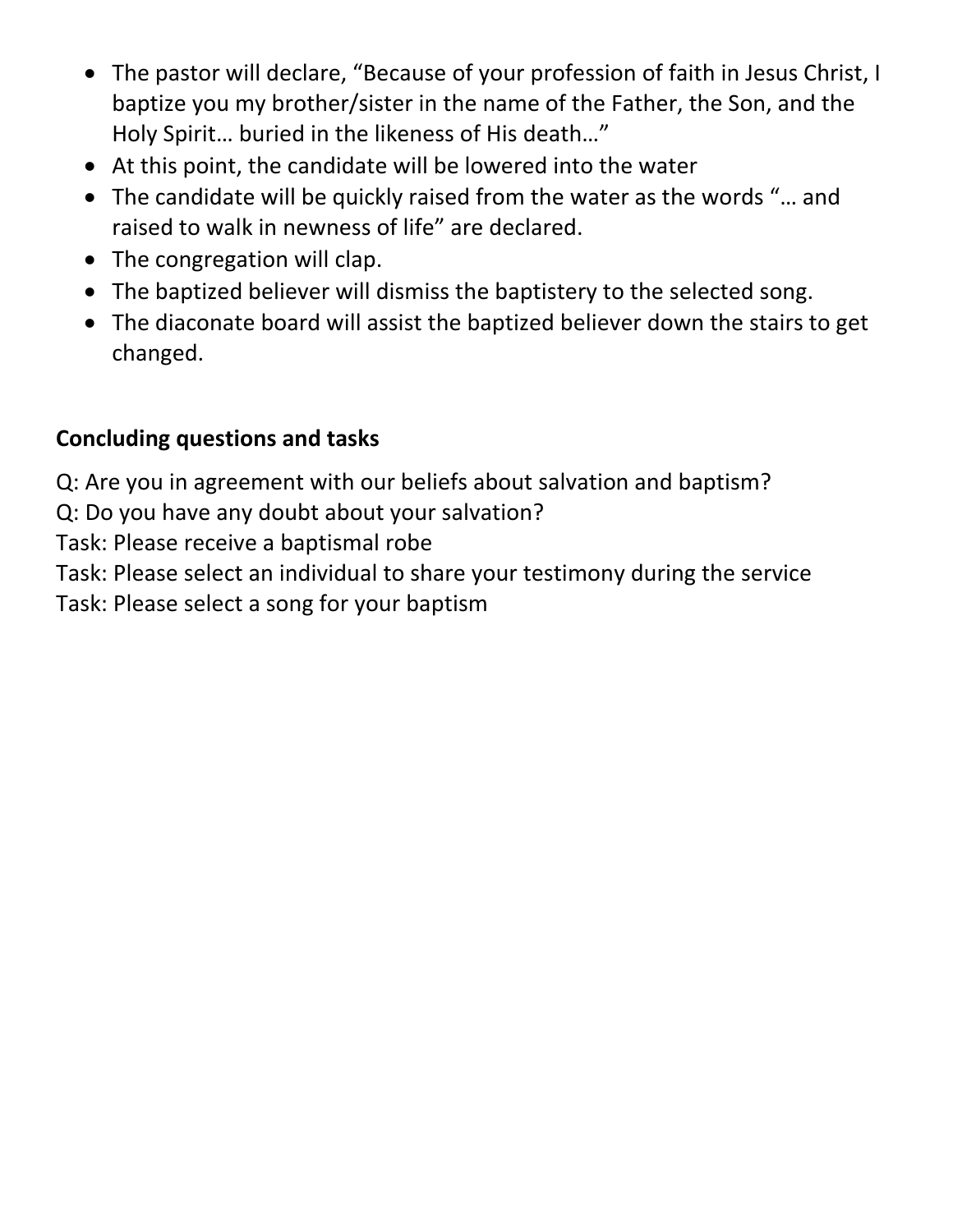- The pastor will declare, "Because of your profession of faith in Jesus Christ, I baptize you my brother/sister in the name of the Father, the Son, and the Holy Spirit… buried in the likeness of His death…"
- At this point, the candidate will be lowered into the water
- The candidate will be quickly raised from the water as the words "… and raised to walk in newness of life" are declared.
- The congregation will clap.
- The baptized believer will dismiss the baptistery to the selected song.
- The diaconate board will assist the baptized believer down the stairs to get changed.

**Concluding questions and tasks**

Q: Are you in agreement with our beliefs about salvation and baptism?
Q: Do you have any doubt about your salvation?
Task: Please receive a baptismal robe
Task: Please select an individual to share your testimony during the service
Task: Please select a song for your baptism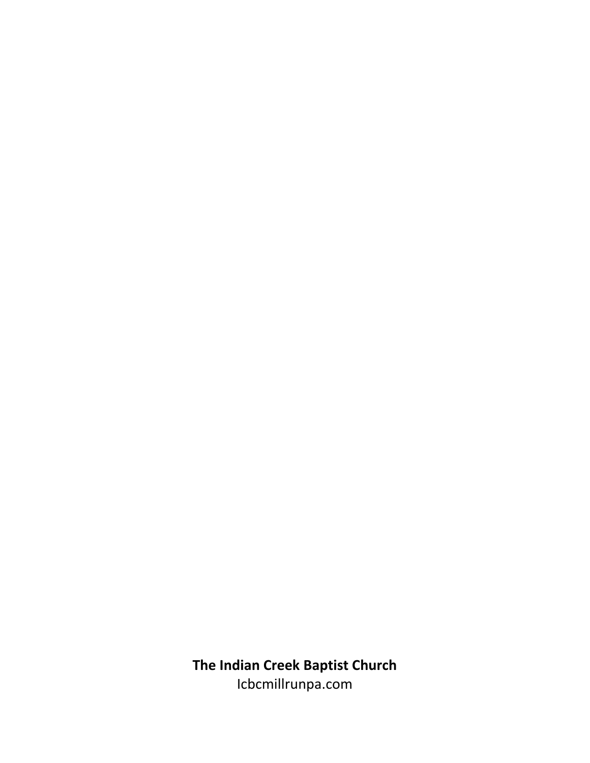**The Indian Creek Baptist Church**

Icbcmillrunpa.com